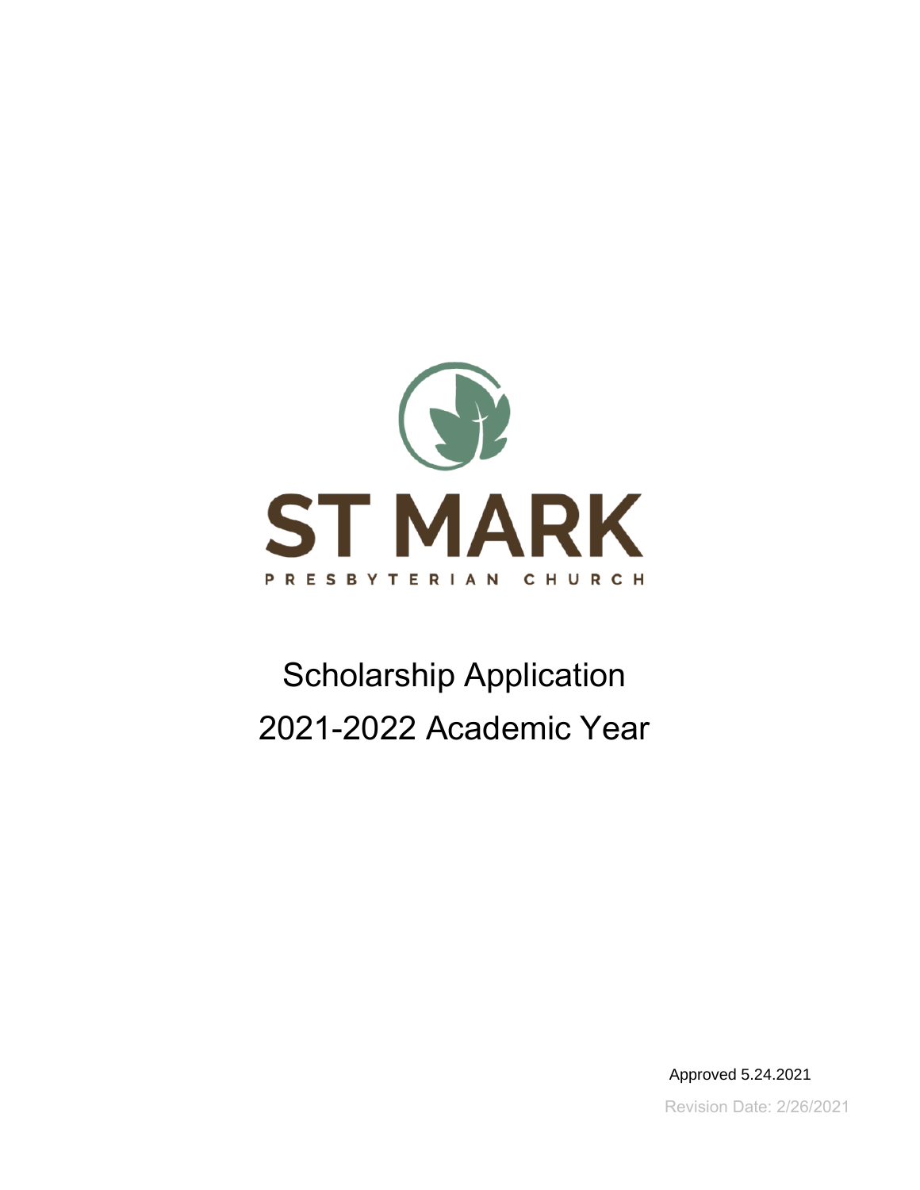ST MARK

PRESBYTERIAN CHURCH

# Scholarship Application
# 2021-2022 Academic Year

Approved 5.24.2021

Revision Date: 2/26/2021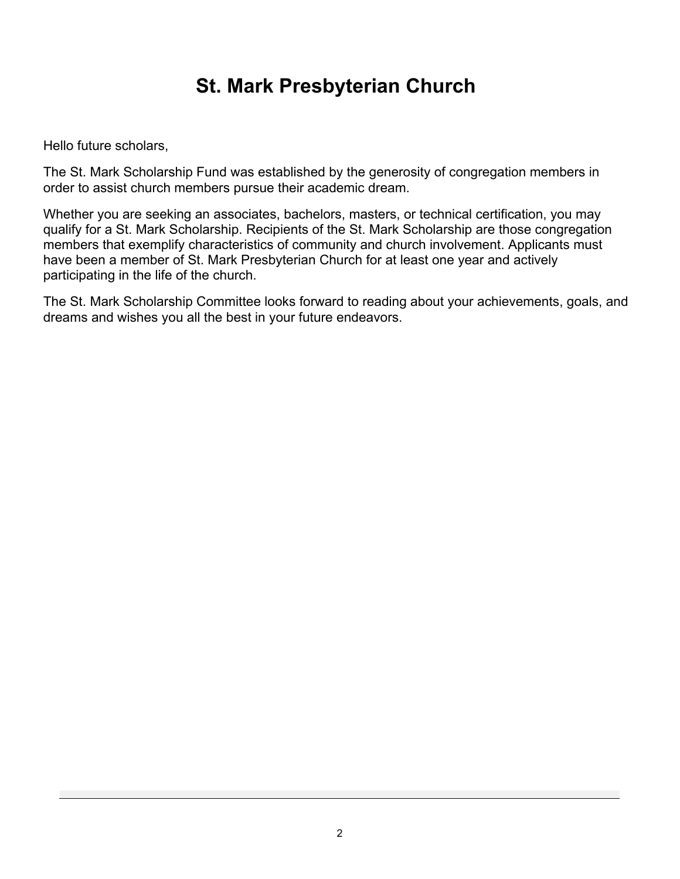# St. Mark Presbyterian Church

Hello future scholars,

The St. Mark Scholarship Fund was established by the generosity of congregation members in order to assist church members pursue their academic dream.

Whether you are seeking an associates, bachelors, masters, or technical certification, you may qualify for a St. Mark Scholarship. Recipients of the St. Mark Scholarship are those congregation members that exemplify characteristics of community and church involvement. Applicants must have been a member of St. Mark Presbyterian Church for at least one year and actively participating in the life of the church.

The St. Mark Scholarship Committee looks forward to reading about your achievements, goals, and dreams and wishes you all the best in your future endeavors.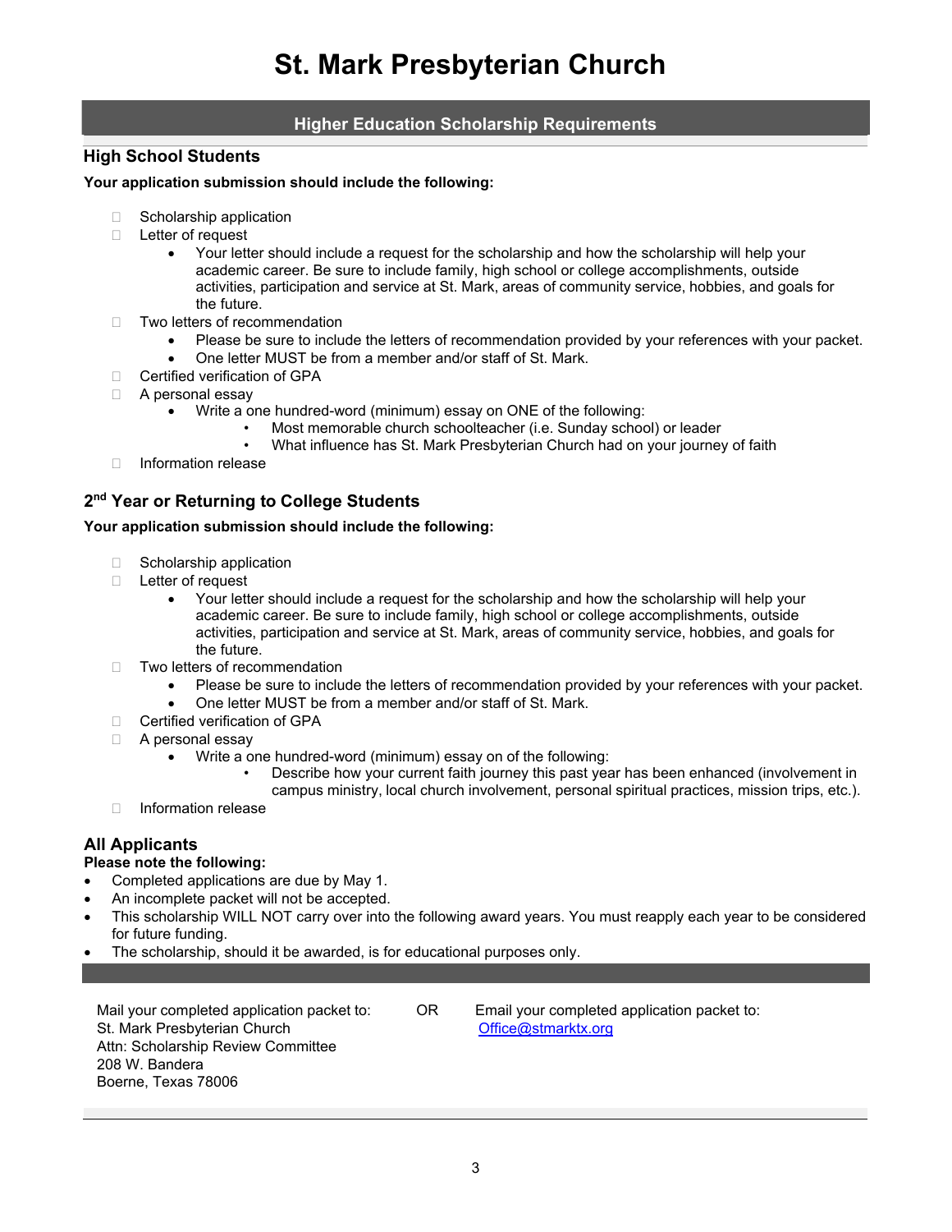# St. Mark Presbyterian Church

## Higher Education Scholarship Requirements

### High School Students

**Your application submission should include the following:**

- ☐ Scholarship application
- ☐ Letter of request
  - Your letter should include a request for the scholarship and how the scholarship will help your academic career. Be sure to include family, high school or college accomplishments, outside activities, participation and service at St. Mark, areas of community service, hobbies, and goals for the future.
- ☐ Two letters of recommendation
  - Please be sure to include the letters of recommendation provided by your references with your packet.
  - One letter MUST be from a member and/or staff of St. Mark.
- ☐ Certified verification of GPA
- ☐ A personal essay
  - Write a one hundred-word (minimum) essay on ONE of the following:
    - Most memorable church schoolteacher (i.e. Sunday school) or leader
    - What influence has St. Mark Presbyterian Church had on your journey of faith
- ☐ Information release

### 2nd Year or Returning to College Students

**Your application submission should include the following:**

- ☐ Scholarship application
- ☐ Letter of request
  - Your letter should include a request for the scholarship and how the scholarship will help your academic career. Be sure to include family, high school or college accomplishments, outside activities, participation and service at St. Mark, areas of community service, hobbies, and goals for the future.
- ☐ Two letters of recommendation
  - Please be sure to include the letters of recommendation provided by your references with your packet.
  - One letter MUST be from a member and/or staff of St. Mark.
- ☐ Certified verification of GPA
- ☐ A personal essay
  - Write a one hundred-word (minimum) essay on of the following:
    - Describe how your current faith journey this past year has been enhanced (involvement in campus ministry, local church involvement, personal spiritual practices, mission trips, etc.).
- ☐ Information release

### All Applicants

**Please note the following:**

- Completed applications are due by May 1.
- An incomplete packet will not be accepted.
- This scholarship WILL NOT carry over into the following award years. You must reapply each year to be considered for future funding.
- The scholarship, should it be awarded, is for educational purposes only.

Mail your completed application packet to:
St. Mark Presbyterian Church
Attn: Scholarship Review Committee
208 W. Bandera
Boerne, Texas 78006

OR

Email your completed application packet to:
Office@stmarktx.org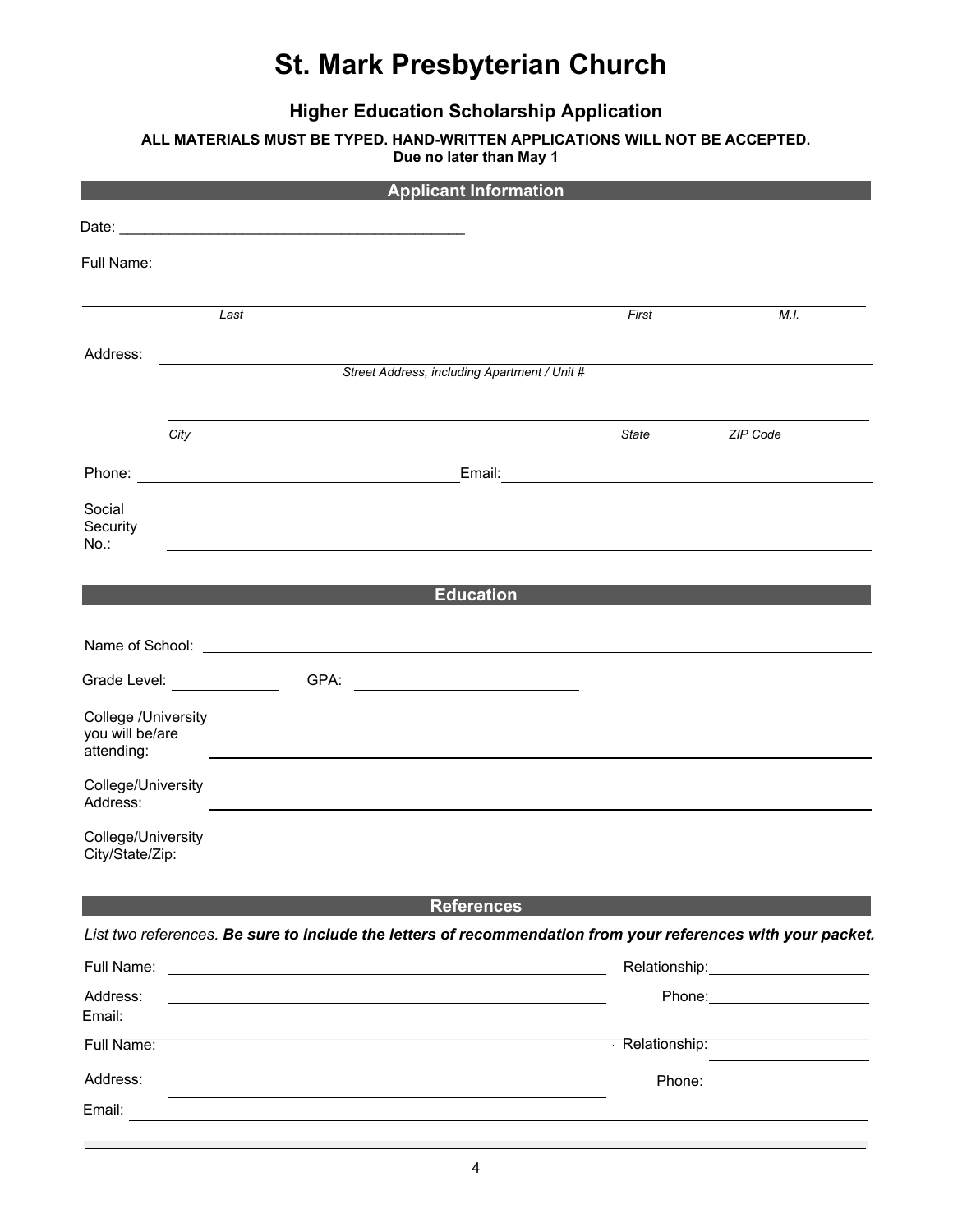# St. Mark Presbyterian Church

## Higher Education Scholarship Application

**ALL MATERIALS MUST BE TYPED. HAND-WRITTEN APPLICATIONS WILL NOT BE ACCEPTED.**
**Due no later than May 1**

### Applicant Information

Date: ___________________________________________

Full Name:

______________________________________________________________________________
*Last* *First* *M.I.*

Address: ______________________________________________________________________
*Street Address, including Apartment / Unit #*

______________________________________________________________________________
*City* *State* *ZIP Code*

Phone: ______________________________ Email: ______________________________

Social Security No.: ______________________________________________________________

### Education

Name of School: ______________________________________________________________

Grade Level: ____________ GPA: ______________________

College /University you will be/are attending: ______________________________________________

College/University Address: ______________________________________________________

College/University City/State/Zip: __________________________________________________

### References

*List two references.* ***Be sure to include the letters of recommendation from your references with your packet.***

Full Name: ______________________________ Relationship: ______________

Address: ______________________________ Phone: ______________

Email: ______________________________________________________________

Full Name: ______________________________ Relationship: ______________

Address: ______________________________ Phone: ______________

Email: ______________________________________________________________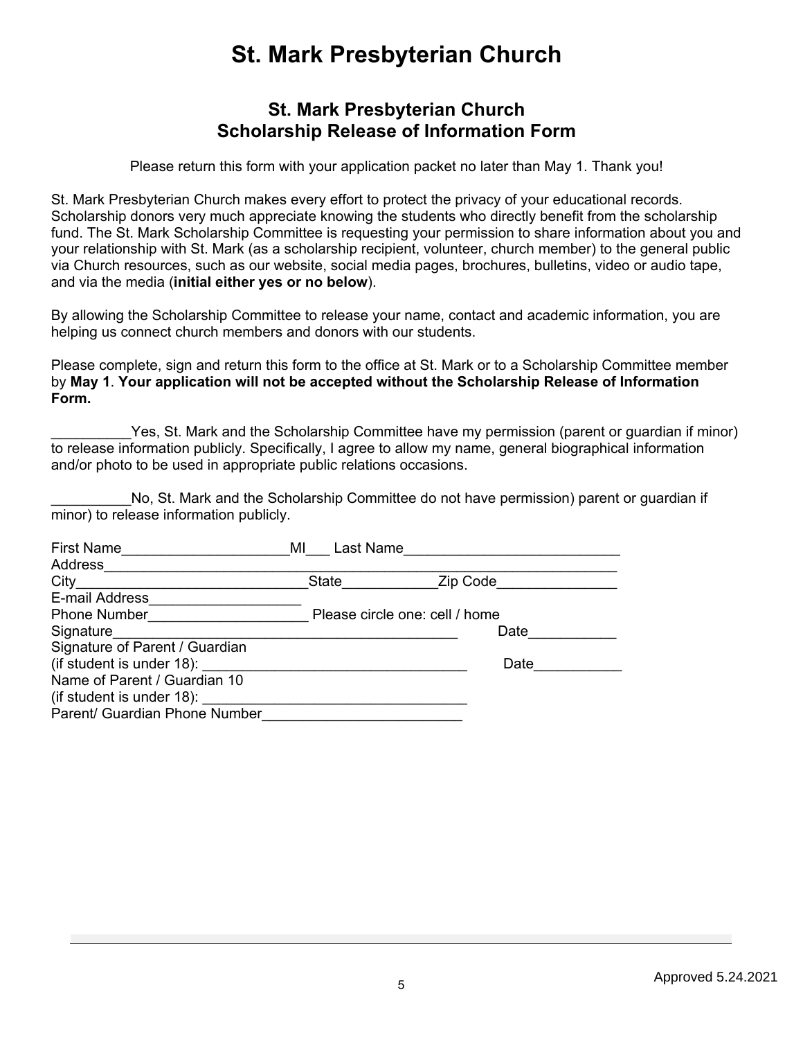# St. Mark Presbyterian Church

## St. Mark Presbyterian Church
## Scholarship Release of Information Form

Please return this form with your application packet no later than May 1. Thank you!

St. Mark Presbyterian Church makes every effort to protect the privacy of your educational records. Scholarship donors very much appreciate knowing the students who directly benefit from the scholarship fund. The St. Mark Scholarship Committee is requesting your permission to share information about you and your relationship with St. Mark (as a scholarship recipient, volunteer, church member) to the general public via Church resources, such as our website, social media pages, brochures, bulletins, video or audio tape, and via the media (**initial either yes or no below**).

By allowing the Scholarship Committee to release your name, contact and academic information, you are helping us connect church members and donors with our students.

Please complete, sign and return this form to the office at St. Mark or to a Scholarship Committee member by **May 1**. **Your application will not be accepted without the Scholarship Release of Information Form.**

__________Yes, St. Mark and the Scholarship Committee have my permission (parent or guardian if minor) to release information publicly. Specifically, I agree to allow my name, general biographical information and/or photo to be used in appropriate public relations occasions.

__________No, St. Mark and the Scholarship Committee do not have permission) parent or guardian if minor) to release information publicly.

First Name_____________________MI___ Last Name___________________________

Address_________________________________________________________________

City_____________________________State____________Zip Code_______________

E-mail Address___________________

Phone Number____________________ Please circle one: cell / home

Signature____________________________________________ Date___________

Signature of Parent / Guardian
(if student is under 18): _________________________________ Date___________

Name of Parent / Guardian 10
(if student is under 18): _________________________________

Parent/ Guardian Phone Number_________________________

Approved 5.24.2021